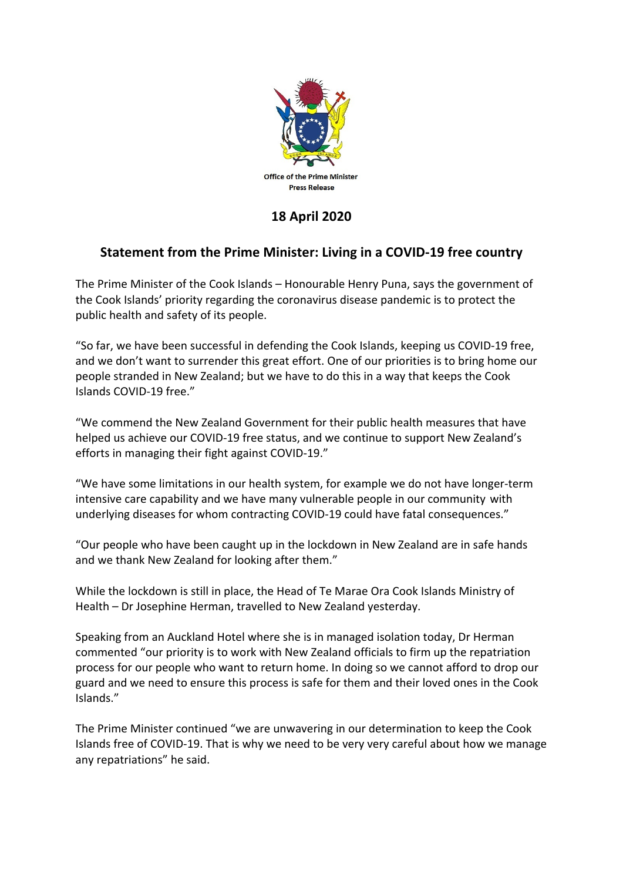Office of the Prime Minister
Press Release

## 18 April 2020

## Statement from the Prime Minister: Living in a COVID-19 free country

The Prime Minister of the Cook Islands – Honourable Henry Puna, says the government of the Cook Islands' priority regarding the coronavirus disease pandemic is to protect the public health and safety of its people.

"So far, we have been successful in defending the Cook Islands, keeping us COVID-19 free, and we don't want to surrender this great effort. One of our priorities is to bring home our people stranded in New Zealand; but we have to do this in a way that keeps the Cook Islands COVID-19 free."

"We commend the New Zealand Government for their public health measures that have helped us achieve our COVID-19 free status, and we continue to support New Zealand's efforts in managing their fight against COVID-19."

"We have some limitations in our health system, for example we do not have longer-term intensive care capability and we have many vulnerable people in our community with underlying diseases for whom contracting COVID-19 could have fatal consequences."

"Our people who have been caught up in the lockdown in New Zealand are in safe hands and we thank New Zealand for looking after them."

While the lockdown is still in place, the Head of Te Marae Ora Cook Islands Ministry of Health – Dr Josephine Herman, travelled to New Zealand yesterday.

Speaking from an Auckland Hotel where she is in managed isolation today, Dr Herman commented "our priority is to work with New Zealand officials to firm up the repatriation process for our people who want to return home. In doing so we cannot afford to drop our guard and we need to ensure this process is safe for them and their loved ones in the Cook Islands."

The Prime Minister continued "we are unwavering in our determination to keep the Cook Islands free of COVID-19. That is why we need to be very very careful about how we manage any repatriations" he said.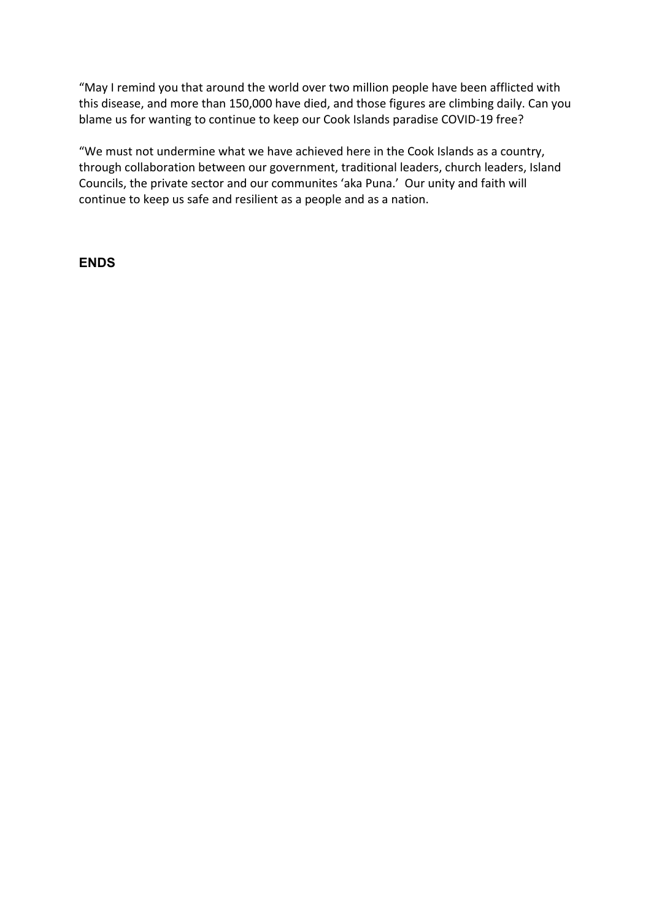"May I remind you that around the world over two million people have been afflicted with this disease, and more than 150,000 have died, and those figures are climbing daily. Can you blame us for wanting to continue to keep our Cook Islands paradise COVID-19 free?

"We must not undermine what we have achieved here in the Cook Islands as a country, through collaboration between our government, traditional leaders, church leaders, Island Councils, the private sector and our communites 'aka Puna.' Our unity and faith will continue to keep us safe and resilient as a people and as a nation.

**ENDS**